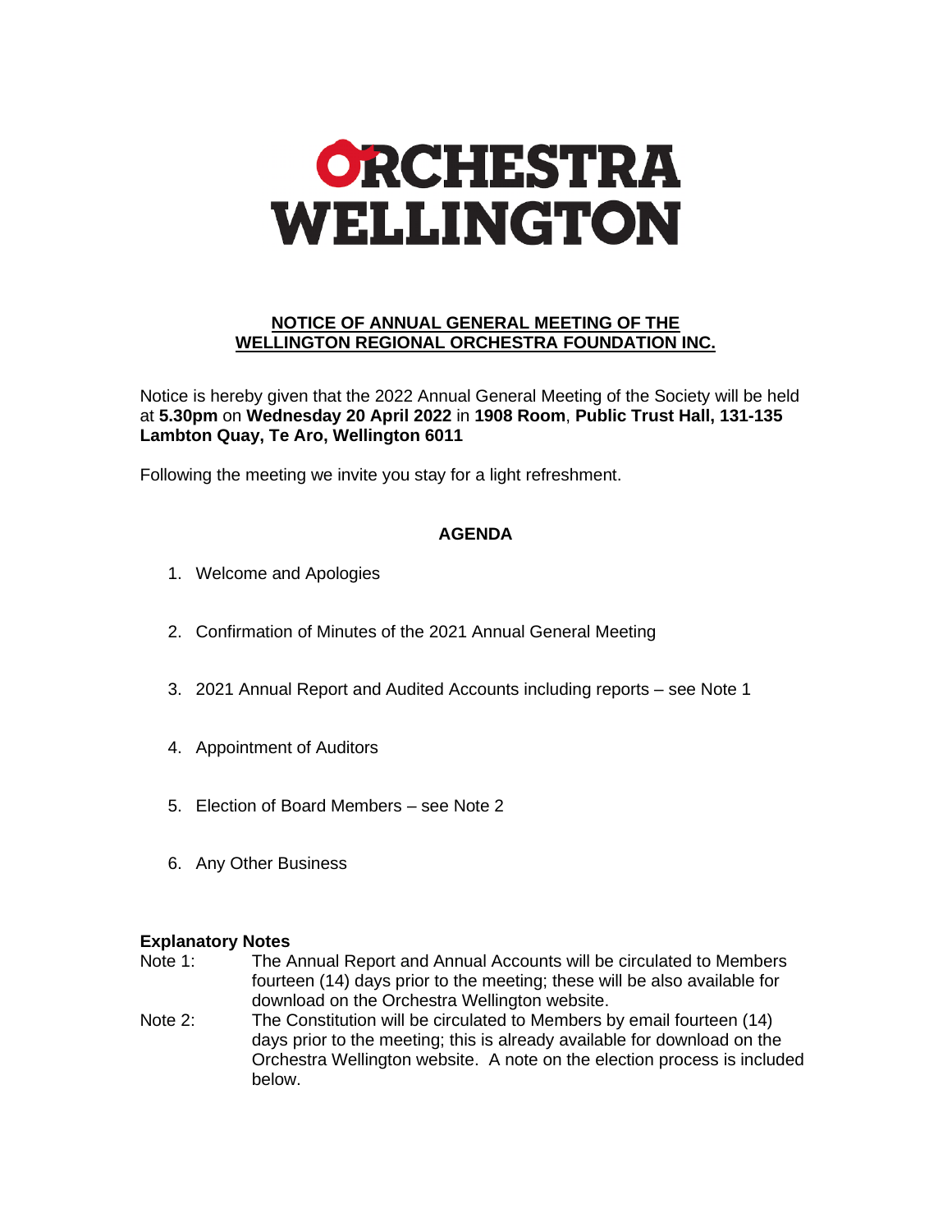# ORCHESTRA WELLINGTON

## NOTICE OF ANNUAL GENERAL MEETING OF THE WELLINGTON REGIONAL ORCHESTRA FOUNDATION INC.

Notice is hereby given that the 2022 Annual General Meeting of the Society will be held at **5.30pm** on **Wednesday 20 April 2022** in **1908 Room**, **Public Trust Hall, 131-135 Lambton Quay, Te Aro, Wellington 6011**

Following the meeting we invite you stay for a light refreshment.

### AGENDA

1. Welcome and Apologies
2. Confirmation of Minutes of the 2021 Annual General Meeting
3. 2021 Annual Report and Audited Accounts including reports – see Note 1
4. Appointment of Auditors
5. Election of Board Members – see Note 2
6. Any Other Business

**Explanatory Notes**

Note 1: The Annual Report and Annual Accounts will be circulated to Members fourteen (14) days prior to the meeting; these will be also available for download on the Orchestra Wellington website.

Note 2: The Constitution will be circulated to Members by email fourteen (14) days prior to the meeting; this is already available for download on the Orchestra Wellington website. A note on the election process is included below.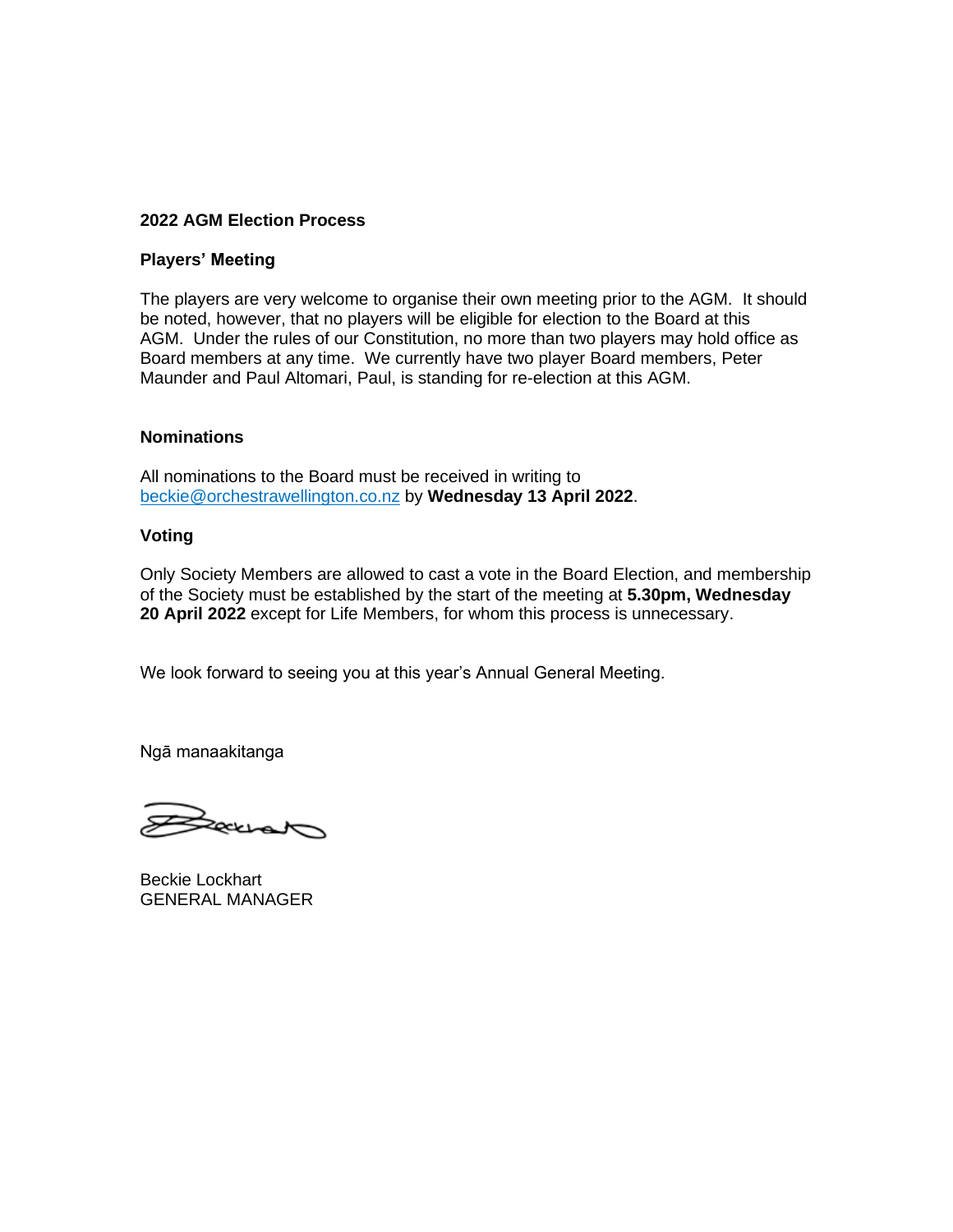**2022 AGM Election Process**

**Players' Meeting**

The players are very welcome to organise their own meeting prior to the AGM. It should be noted, however, that no players will be eligible for election to the Board at this AGM. Under the rules of our Constitution, no more than two players may hold office as Board members at any time. We currently have two player Board members, Peter Maunder and Paul Altomari, Paul, is standing for re-election at this AGM.

**Nominations**

All nominations to the Board must be received in writing to beckie@orchestrawellington.co.nz by **Wednesday 13 April 2022**.

**Voting**

Only Society Members are allowed to cast a vote in the Board Election, and membership of the Society must be established by the start of the meeting at **5.30pm, Wednesday 20 April 2022** except for Life Members, for whom this process is unnecessary.

We look forward to seeing you at this year's Annual General Meeting.

Ngā manaakitanga

Beckie Lockhart
GENERAL MANAGER